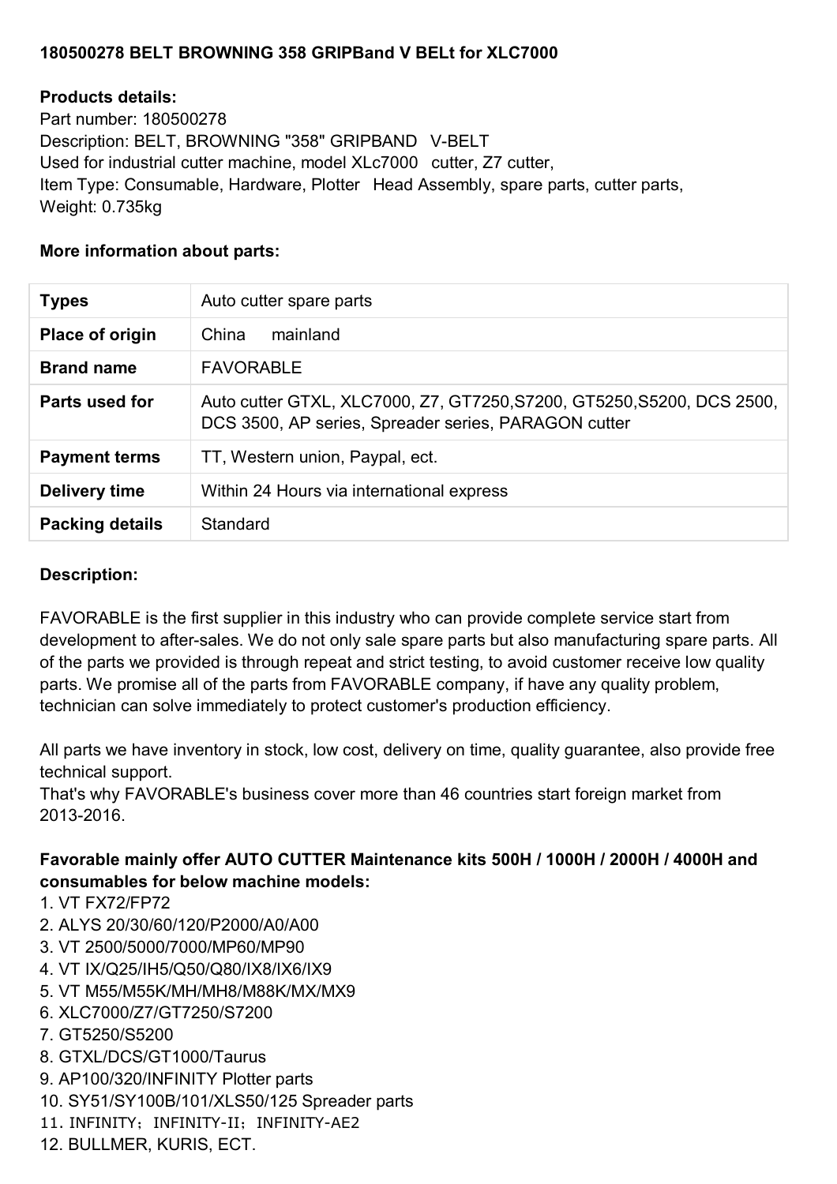**180500278 BELT BROWNING 358 GRIPBand V BELt for XLC7000**

**Products details:**

Part number: 180500278
Description: BELT, BROWNING "358" GRIPBAND V-BELT
Used for industrial cutter machine, model XLc7000 cutter, Z7 cutter,
Item Type: Consumable, Hardware, Plotter Head Assembly, spare parts, cutter parts,
Weight: 0.735kg

**More information about parts:**

| **Types** | Auto cutter spare parts |
|---|---|
| **Place of origin** | China mainland |
| **Brand name** | FAVORABLE |
| **Parts used for** | Auto cutter GTXL, XLC7000, Z7, GT7250,S7200, GT5250,S5200, DCS 2500, DCS 3500, AP series, Spreader series, PARAGON cutter |
| **Payment terms** | TT, Western union, Paypal, ect. |
| **Delivery time** | Within 24 Hours via international express |
| **Packing details** | Standard |

**Description:**

FAVORABLE is the first supplier in this industry who can provide complete service start from development to after-sales. We do not only sale spare parts but also manufacturing spare parts. All of the parts we provided is through repeat and strict testing, to avoid customer receive low quality parts. We promise all of the parts from FAVORABLE company, if have any quality problem, technician can solve immediately to protect customer's production efficiency.

All parts we have inventory in stock, low cost, delivery on time, quality guarantee, also provide free technical support.
That's why FAVORABLE's business cover more than 46 countries start foreign market from 2013-2016.

**Favorable mainly offer AUTO CUTTER Maintenance kits 500H / 1000H / 2000H / 4000H and consumables for below machine models:**

1. VT FX72/FP72
2. ALYS 20/30/60/120/P2000/A0/A00
3. VT 2500/5000/7000/MP60/MP90
4. VT IX/Q25/IH5/Q50/Q80/IX8/IX6/IX9
5. VT M55/M55K/MH/MH8/M88K/MX/MX9
6. XLC7000/Z7/GT7250/S7200
7. GT5250/S5200
8. GTXL/DCS/GT1000/Taurus
9. AP100/320/INFINITY Plotter parts
10. SY51/SY100B/101/XLS50/125 Spreader parts
11. INFINITY；INFINITY-II；INFINITY-AE2
12. BULLMER, KURIS, ECT.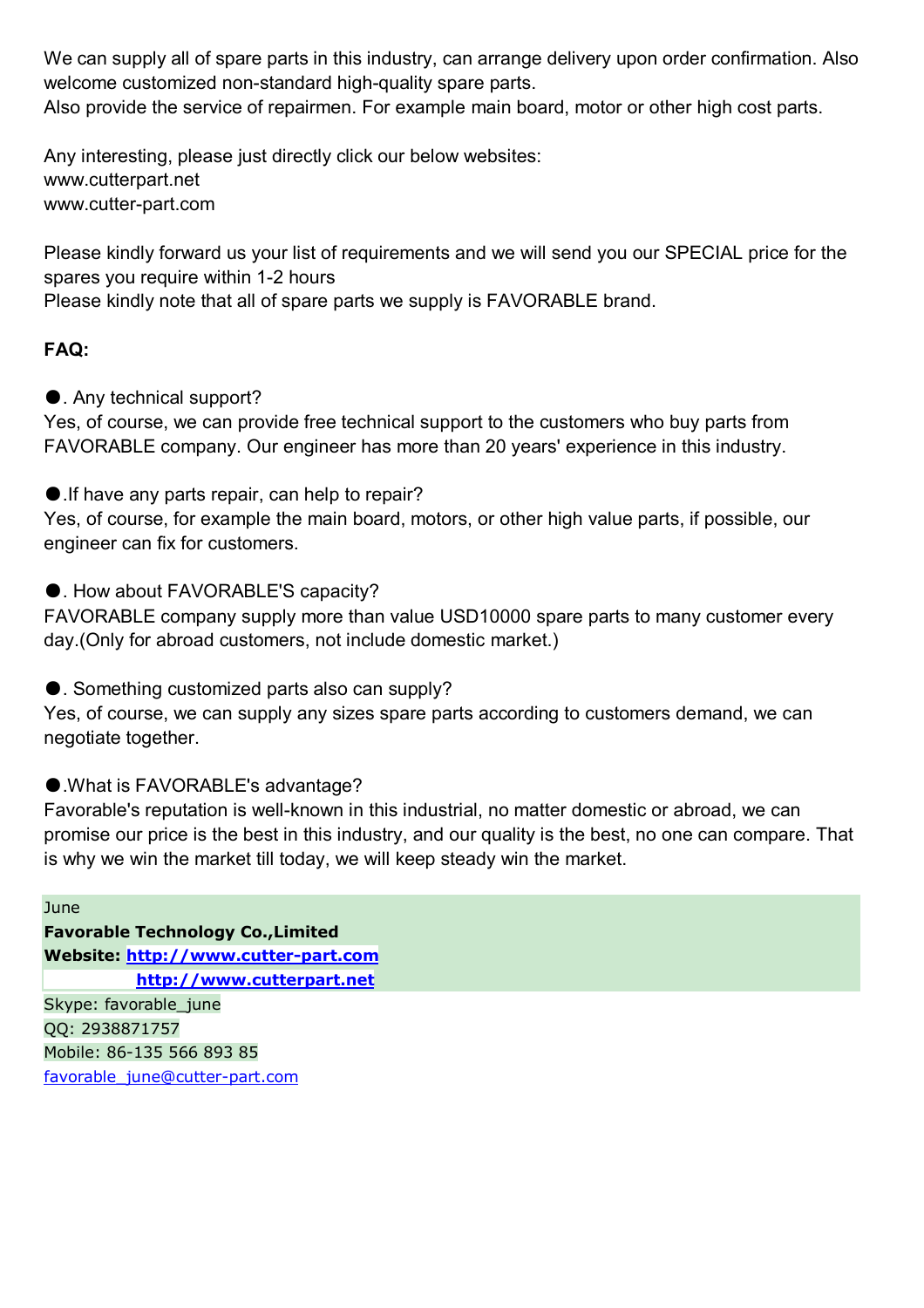We can supply all of spare parts in this industry, can arrange delivery upon order confirmation. Also welcomе customized non-standard high-quality spare parts.
Also provide the service of repairmen. For example main board, motor or other high cost parts.

Any interesting, please just directly click our below websites:
www.cutterpart.net
www.cutter-part.com

Please kindly forward us your list of requirements and we will send you our SPECIAL price for the spares you require within 1-2 hours
Please kindly note that all of spare parts we supply is FAVORABLE brand.

**FAQ:**

●. Any technical support?
Yes, of course, we can provide free technical support to the customers who buy parts from FAVORABLE company. Our engineer has more than 20 years' experience in this industry.

●.If have any parts repair, can help to repair?
Yes, of course, for example the main board, motors, or other high value parts, if possible, our engineer can fix for customers.

●. How about FAVORABLE'S capacity?
FAVORABLE company supply more than value USD10000 spare parts to many customer every day.(Only for abroad customers, not include domestic market.)

●. Something customized parts also can supply?
Yes, of course, we can supply any sizes spare parts according to customers demand, we can negotiate together.

●.What is FAVORABLE's advantage?
Favorable's reputation is well-known in this industrial, no matter domestic or abroad, we can promise our price is the best in this industry, and our quality is the best, no one can compare. That is why we win the market till today, we will keep steady win the market.

June
**Favorable Technology Co.,Limited**
**Website: [http://www.cutter-part.com](http://www.cutter-part.com)**
**[http://www.cutterpart.net](http://www.cutterpart.net)**
Skype: favorable_june
QQ: 2938871757
Mobile: 86-135 566 893 85
[favorable_june@cutter-part.com](mailto:favorable_june@cutter-part.com)